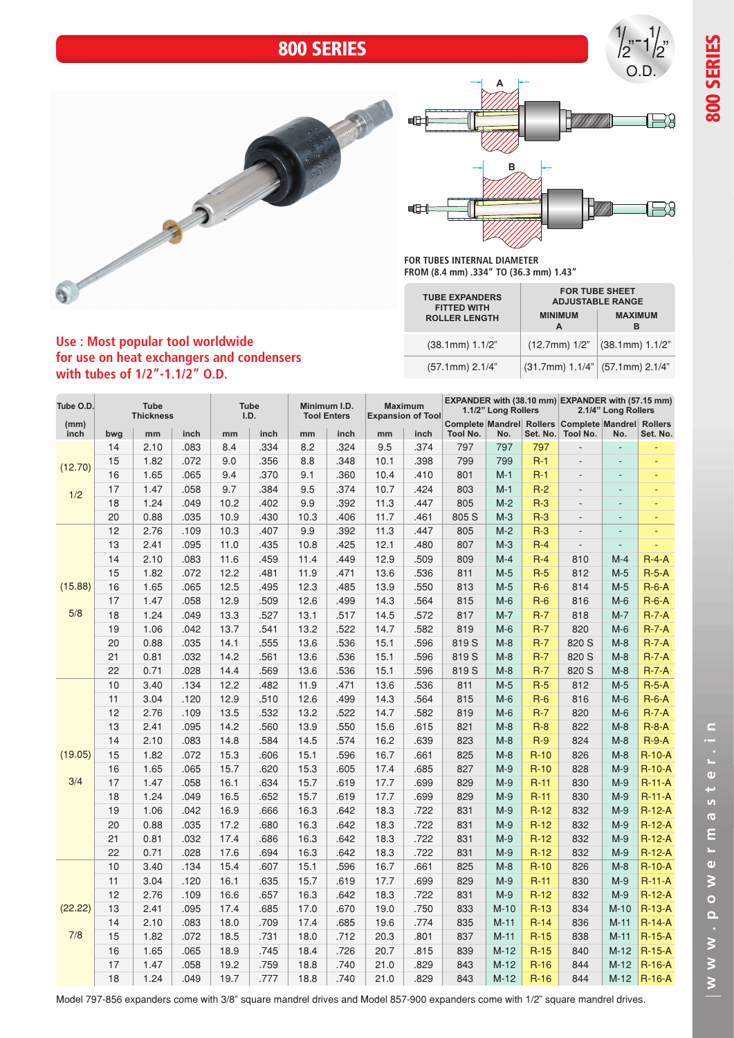# 800 SERIES

½"-1½" O.D.

A

B

FOR TUBES INTERNAL DIAMETER
FROM (8.4 mm) .334" TO (36.3 mm) 1.43"

| TUBE EXPANDERS FITTED WITH ROLLER LENGTH | FOR TUBE SHEET ADJUSTABLE RANGE | |
|---|---|---|
| | MINIMUM A | MAXIMUM B |
| (38.1mm) 1.1/2" | (12.7mm) 1/2" | (38.1mm) 1.1/2" |
| (57.1mm) 2.1/4" | (31.7mm) 1.1/4" | (57.1mm) 2.1/4" |

**Use : Most popular tool worldwide for use on heat exchangers and condensers with tubes of 1/2"-1.1/2" O.D.**

| Tube O.D. | Tube Thickness | | | Tube I.D. | | Minimum I.D. Tool Enters | | Maximum Expansion of Tool | | EXPANDER with (38.10 mm) 1.1/2" Long Rollers | | | EXPANDER with (57.15 mm) 2.1/4" Long Rollers | | |
|---|---|---|---|---|---|---|---|---|---|---|---|---|---|---|---|
| (mm) inch | bwg | mm | inch | mm | inch | mm | inch | mm | inch | Complete Tool No. | Mandrel No. | Rollers Set. No. | Complete Tool No. | Mandrel No. | Rollers Set. No. |
| (12.70) 1/2 | 14 | 2.10 | .083 | 8.4 | .334 | 8.2 | .324 | 9.5 | .374 | 797 | 797 | 797 | - | - | - |
| | 15 | 1.82 | .072 | 9.0 | .356 | 8.8 | .348 | 10.1 | .398 | 799 | 799 | R-1 | - | - | - |
| | 16 | 1.65 | .065 | 9.4 | .370 | 9.1 | .360 | 10.4 | .410 | 801 | M-1 | R-1 | - | - | - |
| | 17 | 1.47 | .058 | 9.7 | .384 | 9.5 | .374 | 10.7 | .424 | 803 | M-1 | R-2 | - | - | - |
| | 18 | 1.24 | .049 | 10.2 | .402 | 9.9 | .392 | 11.3 | .447 | 805 | M-2 | R-3 | - | - | - |
| | 20 | 0.88 | .035 | 10.9 | .430 | 10.3 | .406 | 11.7 | .461 | 805 S | M-3 | R-3 | - | - | - |
| (15.88) 5/8 | 12 | 2.76 | .109 | 10.3 | .407 | 9.9 | .392 | 11.3 | .447 | 805 | M-2 | R-3 | - | - | - |
| | 13 | 2.41 | .095 | 11.0 | .435 | 10.8 | .425 | 12.1 | .480 | 807 | M-3 | R-4 | - | - | - |
| | 14 | 2.10 | .083 | 11.6 | .459 | 11.4 | .449 | 12.9 | .509 | 809 | M-4 | R-4 | 810 | M-4 | R-4-A |
| | 15 | 1.82 | .072 | 12.2 | .481 | 11.9 | .471 | 13.6 | .536 | 811 | M-5 | R-5 | 812 | M-5 | R-5-A |
| | 16 | 1.65 | .065 | 12.5 | .495 | 12.3 | .485 | 13.9 | .550 | 813 | M-5 | R-6 | 814 | M-5 | R-6-A |
| | 17 | 1.47 | .058 | 12.9 | .509 | 12.6 | .499 | 14.3 | .564 | 815 | M-6 | R-6 | 816 | M-6 | R-6-A |
| | 18 | 1.24 | .049 | 13.3 | .527 | 13.1 | .517 | 14.5 | .572 | 817 | M-7 | R-7 | 818 | M-7 | R-7-A |
| | 19 | 1.06 | .042 | 13.7 | .541 | 13.2 | .522 | 14.7 | .582 | 819 | M-6 | R-7 | 820 | M-6 | R-7-A |
| | 20 | 0.88 | .035 | 14.1 | .555 | 13.6 | .536 | 15.1 | .596 | 819 S | M-8 | R-7 | 820 S | M-8 | R-7-A |
| | 21 | 0.81 | .032 | 14.2 | .561 | 13.6 | .536 | 15.1 | .596 | 819 S | M-8 | R-7 | 820 S | M-8 | R-7-A |
| | 22 | 0.71 | .028 | 14.4 | .569 | 13.6 | .536 | 15.1 | .596 | 819 S | M-8 | R-7 | 820 S | M-8 | R-7-A |
| (19.05) 3/4 | 10 | 3.40 | .134 | 12.2 | .482 | 11.9 | .471 | 13.6 | .536 | 811 | M-5 | R-5 | 812 | M-5 | R-5-A |
| | 11 | 3.04 | .120 | 12.9 | .510 | 12.6 | .499 | 14.3 | .564 | 815 | M-6 | R-6 | 816 | M-6 | R-6-A |
| | 12 | 2.76 | .109 | 13.5 | .532 | 13.2 | .522 | 14.7 | .582 | 819 | M-6 | R-7 | 820 | M-6 | R-7-A |
| | 13 | 2.41 | .095 | 14.2 | .560 | 13.9 | .550 | 15.6 | .615 | 821 | M-8 | R-8 | 822 | M-8 | R-8-A |
| | 14 | 2.10 | .083 | 14.8 | .584 | 14.5 | .574 | 16.2 | .639 | 823 | M-8 | R-9 | 824 | M-8 | R-9-A |
| | 15 | 1.82 | .072 | 15.3 | .606 | 15.1 | .596 | 16.7 | .661 | 825 | M-8 | R-10 | 826 | M-8 | R-10-A |
| | 16 | 1.65 | .065 | 15.7 | .620 | 15.3 | .605 | 17.4 | .685 | 827 | M-9 | R-10 | 828 | M-9 | R-10-A |
| | 17 | 1.47 | .058 | 16.1 | .634 | 15.7 | .619 | 17.7 | .699 | 829 | M-9 | R-11 | 830 | M-9 | R-11-A |
| | 18 | 1.24 | .049 | 16.5 | .652 | 15.7 | .619 | 17.7 | .699 | 829 | M-9 | R-11 | 830 | M-9 | R-11-A |
| | 19 | 1.06 | .042 | 16.9 | .666 | 16.3 | .642 | 18.3 | .722 | 831 | M-9 | R-12 | 832 | M-9 | R-12-A |
| | 20 | 0.88 | .035 | 17.2 | .680 | 16.3 | .642 | 18.3 | .722 | 831 | M-9 | R-12 | 832 | M-9 | R-12-A |
| | 21 | 0.81 | .032 | 17.4 | .686 | 16.3 | .642 | 18.3 | .722 | 831 | M-9 | R-12 | 832 | M-9 | R-12-A |
| | 22 | 0.71 | .028 | 17.6 | .694 | 16.3 | .642 | 18.3 | .722 | 831 | M-9 | R-12 | 832 | M-9 | R-12-A |
| (22.22) 7/8 | 10 | 3.40 | .134 | 15.4 | .607 | 15.1 | .596 | 16.7 | .661 | 825 | M-8 | R-10 | 826 | M-8 | R-10-A |
| | 11 | 3.04 | .120 | 16.1 | .635 | 15.7 | .619 | 17.7 | .699 | 829 | M-9 | R-11 | 830 | M-9 | R-11-A |
| | 12 | 2.76 | .109 | 16.6 | .657 | 16.3 | .642 | 18.3 | .722 | 831 | M-9 | R-12 | 832 | M-9 | R-12-A |
| | 13 | 2.41 | .095 | 17.4 | .685 | 17.0 | .670 | 19.0 | .750 | 833 | M-10 | R-13 | 834 | M-10 | R-13-A |
| | 14 | 2.10 | .083 | 18.0 | .709 | 17.4 | .685 | 19.6 | .774 | 835 | M-11 | R-14 | 836 | M-11 | R-14-A |
| | 15 | 1.82 | .072 | 18.5 | .731 | 18.0 | .712 | 20.3 | .801 | 837 | M-11 | R-15 | 838 | M-11 | R-15-A |
| | 16 | 1.65 | .065 | 18.9 | .745 | 18.4 | .726 | 20.7 | .815 | 839 | M-12 | R-15 | 840 | M-12 | R-15-A |
| | 17 | 1.47 | .058 | 19.2 | .759 | 18.8 | .740 | 21.0 | .829 | 843 | M-12 | R-16 | 844 | M-12 | R-16-A |
| | 18 | 1.24 | .049 | 19.7 | .777 | 18.8 | .740 | 21.0 | .829 | 843 | M-12 | R-16 | 844 | M-12 | R-16-A |

Model 797-856 expanders come with 3/8" square mandrel drives and Model 857-900 expanders come with 1/2" square mandrel drives.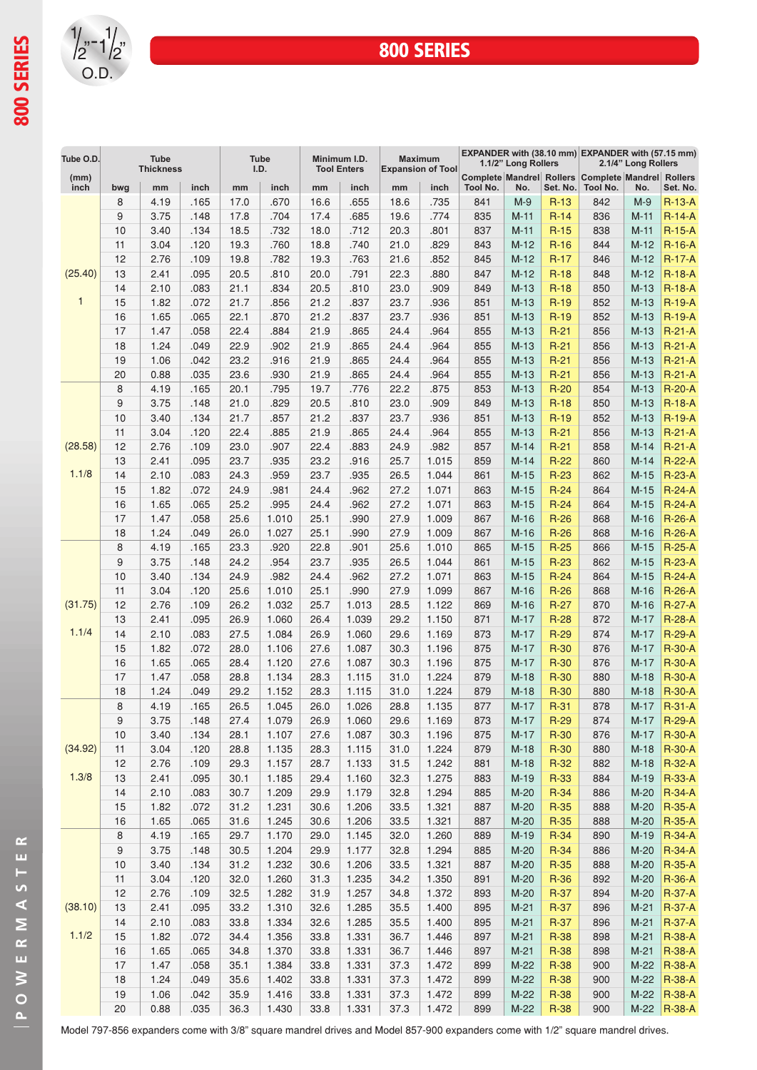# 800 SERIES

1/2"-1 1/2" O.D.

| Tube O.D. (mm) inch | Tube Thickness | | | Tube I.D. | | Minimum I.D. Tool Enters | | Maximum Expansion of Tool | | EXPANDER with (38.10 mm) 1.1/2" Long Rollers | | | EXPANDER with (57.15 mm) 2.1/4" Long Rollers | | |
|---|---|---|---|---|---|---|---|---|---|---|---|---|---|---|---|
| | bwg | mm | inch | mm | inch | mm | inch | mm | inch | Complete Tool No. | Mandrel No. | Rollers Set. No. | Complete Tool No. | Mandrel No. | Rollers Set. No. |
| (25.40) 1 | 8 | 4.19 | .165 | 17.0 | .670 | 16.6 | .655 | 18.6 | .735 | 841 | M-9 | R-13 | 842 | M-9 | R-13-A |
| | 9 | 3.75 | .148 | 17.8 | .704 | 17.4 | .685 | 19.6 | .774 | 835 | M-11 | R-14 | 836 | M-11 | R-14-A |
| | 10 | 3.40 | .134 | 18.5 | .732 | 18.0 | .712 | 20.3 | .801 | 837 | M-11 | R-15 | 838 | M-11 | R-15-A |
| | 11 | 3.04 | .120 | 19.3 | .760 | 18.8 | .740 | 21.0 | .829 | 843 | M-12 | R-16 | 844 | M-12 | R-16-A |
| | 12 | 2.76 | .109 | 19.8 | .782 | 19.3 | .763 | 21.6 | .852 | 845 | M-12 | R-17 | 846 | M-12 | R-17-A |
| | 13 | 2.41 | .095 | 20.5 | .810 | 20.0 | .791 | 22.3 | .880 | 847 | M-12 | R-18 | 848 | M-12 | R-18-A |
| | 14 | 2.10 | .083 | 21.1 | .834 | 20.5 | .810 | 23.0 | .909 | 849 | M-13 | R-18 | 850 | M-13 | R-18-A |
| | 15 | 1.82 | .072 | 21.7 | .856 | 21.2 | .837 | 23.7 | .936 | 851 | M-13 | R-19 | 852 | M-13 | R-19-A |
| | 16 | 1.65 | .065 | 22.1 | .870 | 21.2 | .837 | 23.7 | .936 | 851 | M-13 | R-19 | 852 | M-13 | R-19-A |
| | 17 | 1.47 | .058 | 22.4 | .884 | 21.9 | .865 | 24.4 | .964 | 855 | M-13 | R-21 | 856 | M-13 | R-21-A |
| | 18 | 1.24 | .049 | 22.9 | .902 | 21.9 | .865 | 24.4 | .964 | 855 | M-13 | R-21 | 856 | M-13 | R-21-A |
| | 19 | 1.06 | .042 | 23.2 | .916 | 21.9 | .865 | 24.4 | .964 | 855 | M-13 | R-21 | 856 | M-13 | R-21-A |
| | 20 | 0.88 | .035 | 23.6 | .930 | 21.9 | .865 | 24.4 | .964 | 855 | M-13 | R-21 | 856 | M-13 | R-21-A |
| (28.58) 1.1/8 | 8 | 4.19 | .165 | 20.1 | .795 | 19.7 | .776 | 22.2 | .875 | 853 | M-13 | R-20 | 854 | M-13 | R-20-A |
| | 9 | 3.75 | .148 | 21.0 | .829 | 20.5 | .810 | 23.0 | .909 | 849 | M-13 | R-18 | 850 | M-13 | R-18-A |
| | 10 | 3.40 | .134 | 21.7 | .857 | 21.2 | .837 | 23.7 | .936 | 851 | M-13 | R-19 | 852 | M-13 | R-19-A |
| | 11 | 3.04 | .120 | 22.4 | .885 | 21.9 | .865 | 24.4 | .964 | 855 | M-13 | R-21 | 856 | M-13 | R-21-A |
| | 12 | 2.76 | .109 | 23.0 | .907 | 22.4 | .883 | 24.9 | .982 | 857 | M-14 | R-21 | 858 | M-14 | R-21-A |
| | 13 | 2.41 | .095 | 23.7 | .935 | 23.2 | .916 | 25.7 | 1.015 | 859 | M-14 | R-22 | 860 | M-14 | R-22-A |
| | 14 | 2.10 | .083 | 24.3 | .959 | 23.7 | .935 | 26.5 | 1.044 | 861 | M-15 | R-23 | 862 | M-15 | R-23-A |
| | 15 | 1.82 | .072 | 24.9 | .981 | 24.4 | .962 | 27.2 | 1.071 | 863 | M-15 | R-24 | 864 | M-15 | R-24-A |
| | 16 | 1.65 | .065 | 25.2 | .995 | 24.4 | .962 | 27.2 | 1.071 | 863 | M-15 | R-24 | 864 | M-15 | R-24-A |
| | 17 | 1.47 | .058 | 25.6 | 1.010 | 25.1 | .990 | 27.9 | 1.009 | 867 | M-16 | R-26 | 868 | M-16 | R-26-A |
| | 18 | 1.24 | .049 | 26.0 | 1.027 | 25.1 | .990 | 27.9 | 1.009 | 867 | M-16 | R-26 | 868 | M-16 | R-26-A |
| (31.75) 1.1/4 | 8 | 4.19 | .165 | 23.3 | .920 | 22.8 | .901 | 25.6 | 1.010 | 865 | M-15 | R-25 | 866 | M-15 | R-25-A |
| | 9 | 3.75 | .148 | 24.2 | .954 | 23.7 | .935 | 26.5 | 1.044 | 861 | M-15 | R-23 | 862 | M-15 | R-23-A |
| | 10 | 3.40 | .134 | 24.9 | .982 | 24.4 | .962 | 27.2 | 1.071 | 863 | M-15 | R-24 | 864 | M-15 | R-24-A |
| | 11 | 3.04 | .120 | 25.6 | 1.010 | 25.1 | .990 | 27.9 | 1.099 | 867 | M-16 | R-26 | 868 | M-16 | R-26-A |
| | 12 | 2.76 | .109 | 26.2 | 1.032 | 25.7 | 1.013 | 28.5 | 1.122 | 869 | M-16 | R-27 | 870 | M-16 | R-27-A |
| | 13 | 2.41 | .095 | 26.9 | 1.060 | 26.4 | 1.039 | 29.2 | 1.150 | 871 | M-17 | R-28 | 872 | M-17 | R-28-A |
| | 14 | 2.10 | .083 | 27.5 | 1.084 | 26.9 | 1.060 | 29.6 | 1.169 | 873 | M-17 | R-29 | 874 | M-17 | R-29-A |
| | 15 | 1.82 | .072 | 28.0 | 1.106 | 27.6 | 1.087 | 30.3 | 1.196 | 875 | M-17 | R-30 | 876 | M-17 | R-30-A |
| | 16 | 1.65 | .065 | 28.4 | 1.120 | 27.6 | 1.087 | 30.3 | 1.196 | 875 | M-17 | R-30 | 876 | M-17 | R-30-A |
| | 17 | 1.47 | .058 | 28.8 | 1.134 | 28.3 | 1.115 | 31.0 | 1.224 | 879 | M-18 | R-30 | 880 | M-18 | R-30-A |
| | 18 | 1.24 | .049 | 29.2 | 1.152 | 28.3 | 1.115 | 31.0 | 1.224 | 879 | M-18 | R-30 | 880 | M-18 | R-30-A |
| (34.92) 1.3/8 | 8 | 4.19 | .165 | 26.5 | 1.045 | 26.0 | 1.026 | 28.8 | 1.135 | 877 | M-17 | R-31 | 878 | M-17 | R-31-A |
| | 9 | 3.75 | .148 | 27.4 | 1.079 | 26.9 | 1.060 | 29.6 | 1.169 | 873 | M-17 | R-29 | 874 | M-17 | R-29-A |
| | 10 | 3.40 | .134 | 28.1 | 1.107 | 27.6 | 1.087 | 30.3 | 1.196 | 875 | M-17 | R-30 | 876 | M-17 | R-30-A |
| | 11 | 3.04 | .120 | 28.8 | 1.135 | 28.3 | 1.115 | 31.0 | 1.224 | 879 | M-18 | R-30 | 880 | M-18 | R-30-A |
| | 12 | 2.76 | .109 | 29.3 | 1.157 | 28.7 | 1.133 | 31.5 | 1.242 | 881 | M-18 | R-32 | 882 | M-18 | R-32-A |
| | 13 | 2.41 | .095 | 30.1 | 1.185 | 29.4 | 1.160 | 32.3 | 1.275 | 883 | M-19 | R-33 | 884 | M-19 | R-33-A |
| | 14 | 2.10 | .083 | 30.7 | 1.209 | 29.9 | 1.179 | 32.8 | 1.294 | 885 | M-20 | R-34 | 886 | M-20 | R-34-A |
| | 15 | 1.82 | .072 | 31.2 | 1.231 | 30.6 | 1.206 | 33.5 | 1.321 | 887 | M-20 | R-35 | 888 | M-20 | R-35-A |
| | 16 | 1.65 | .065 | 31.6 | 1.245 | 30.6 | 1.206 | 33.5 | 1.321 | 887 | M-20 | R-35 | 888 | M-20 | R-35-A |
| (38.10) 1.1/2 | 8 | 4.19 | .165 | 29.7 | 1.170 | 29.0 | 1.145 | 32.0 | 1.260 | 889 | M-19 | R-34 | 890 | M-19 | R-34-A |
| | 9 | 3.75 | .148 | 30.5 | 1.204 | 29.9 | 1.177 | 32.8 | 1.294 | 885 | M-20 | R-34 | 886 | M-20 | R-34-A |
| | 10 | 3.40 | .134 | 31.2 | 1.232 | 30.6 | 1.206 | 33.5 | 1.321 | 887 | M-20 | R-35 | 888 | M-20 | R-35-A |
| | 11 | 3.04 | .120 | 32.0 | 1.260 | 31.3 | 1.235 | 34.2 | 1.350 | 891 | M-20 | R-36 | 892 | M-20 | R-36-A |
| | 12 | 2.76 | .109 | 32.5 | 1.282 | 31.9 | 1.257 | 34.8 | 1.372 | 893 | M-20 | R-37 | 894 | M-20 | R-37-A |
| | 13 | 2.41 | .095 | 33.2 | 1.310 | 32.6 | 1.285 | 35.5 | 1.400 | 895 | M-21 | R-37 | 896 | M-21 | R-37-A |
| | 14 | 2.10 | .083 | 33.8 | 1.334 | 32.6 | 1.285 | 35.5 | 1.400 | 895 | M-21 | R-37 | 896 | M-21 | R-37-A |
| | 15 | 1.82 | .072 | 34.4 | 1.356 | 33.8 | 1.331 | 36.7 | 1.446 | 897 | M-21 | R-38 | 898 | M-21 | R-38-A |
| | 16 | 1.65 | .065 | 34.8 | 1.370 | 33.8 | 1.331 | 36.7 | 1.446 | 897 | M-21 | R-38 | 898 | M-21 | R-38-A |
| | 17 | 1.47 | .058 | 35.1 | 1.384 | 33.8 | 1.331 | 37.3 | 1.472 | 899 | M-22 | R-38 | 900 | M-22 | R-38-A |
| | 18 | 1.24 | .049 | 35.6 | 1.402 | 33.8 | 1.331 | 37.3 | 1.472 | 899 | M-22 | R-38 | 900 | M-22 | R-38-A |
| | 19 | 1.06 | .042 | 35.9 | 1.416 | 33.8 | 1.331 | 37.3 | 1.472 | 899 | M-22 | R-38 | 900 | M-22 | R-38-A |
| | 20 | 0.88 | .035 | 36.3 | 1.430 | 33.8 | 1.331 | 37.3 | 1.472 | 899 | M-22 | R-38 | 900 | M-22 | R-38-A |

Model 797-856 expanders come with 3/8" square mandrel drives and Model 857-900 expanders come with 1/2" square mandrel drives.